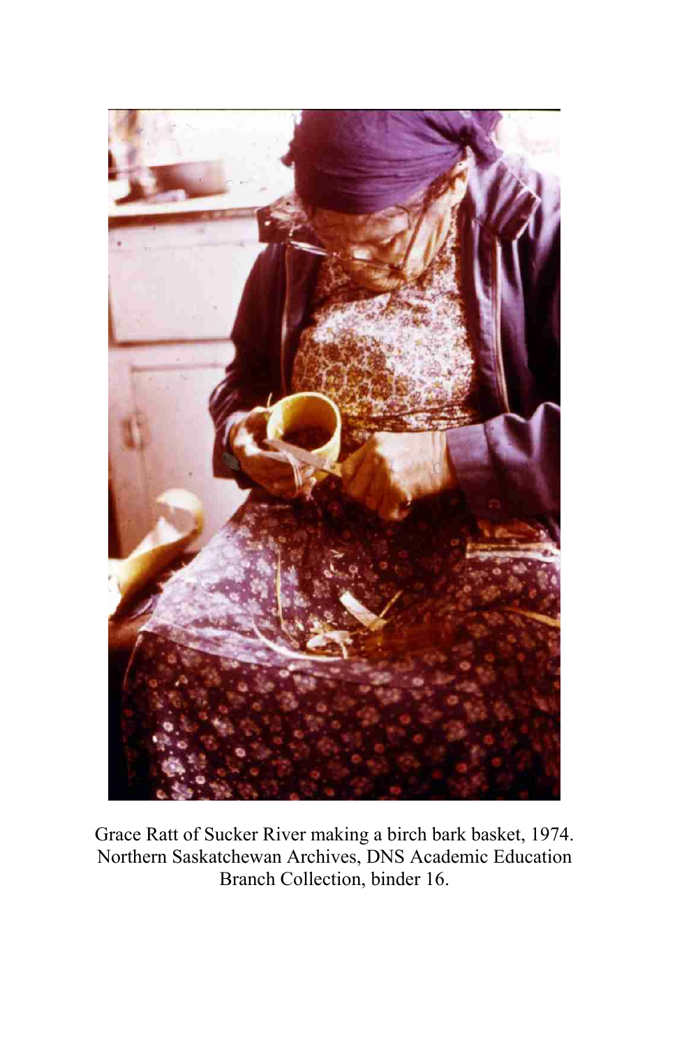Grace Ratt of Sucker River making a birch bark basket, 1974.
Northern Saskatchewan Archives, DNS Academic Education Branch Collection, binder 16.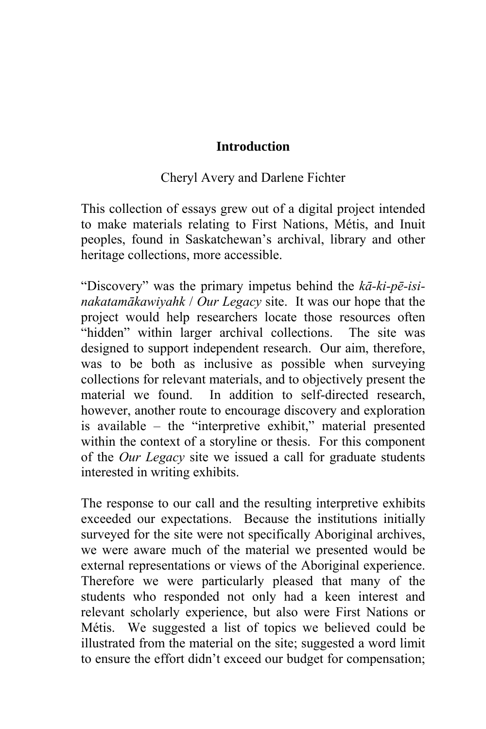# Introduction

Cheryl Avery and Darlene Fichter

This collection of essays grew out of a digital project intended to make materials relating to First Nations, Métis, and Inuit peoples, found in Saskatchewan's archival, library and other heritage collections, more accessible.

"Discovery" was the primary impetus behind the *kā-ki-pē-isi-nakatamākawiyahk* / *Our Legacy* site. It was our hope that the project would help researchers locate those resources often "hidden" within larger archival collections. The site was designed to support independent research. Our aim, therefore, was to be both as inclusive as possible when surveying collections for relevant materials, and to objectively present the material we found. In addition to self-directed research, however, another route to encourage discovery and exploration is available – the "interpretive exhibit," material presented within the context of a storyline or thesis. For this component of the *Our Legacy* site we issued a call for graduate students interested in writing exhibits.

The response to our call and the resulting interpretive exhibits exceeded our expectations. Because the institutions initially surveyed for the site were not specifically Aboriginal archives, we were aware much of the material we presented would be external representations or views of the Aboriginal experience. Therefore we were particularly pleased that many of the students who responded not only had a keen interest and relevant scholarly experience, but also were First Nations or Métis. We suggested a list of topics we believed could be illustrated from the material on the site; suggested a word limit to ensure the effort didn't exceed our budget for compensation;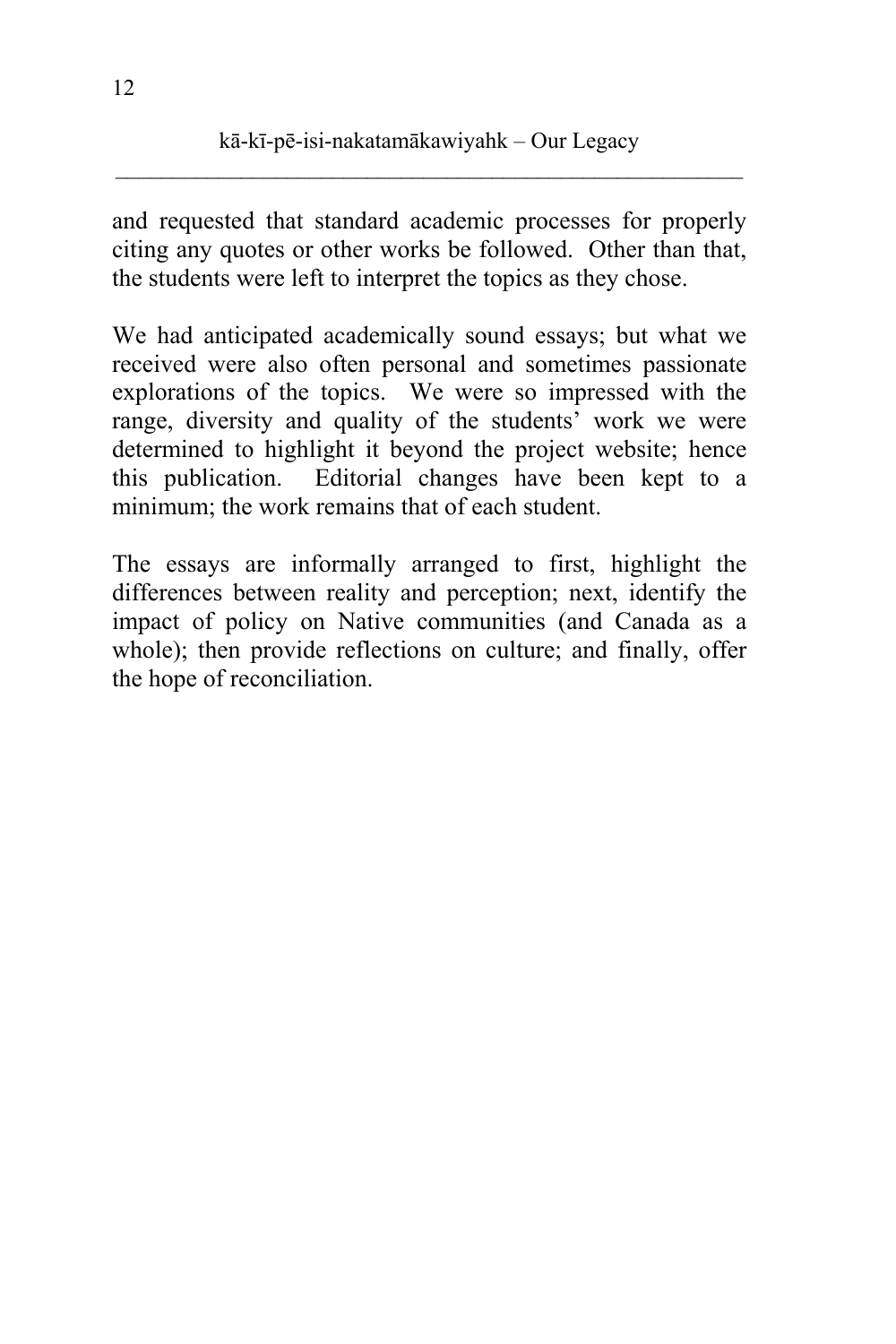and requested that standard academic processes for properly citing any quotes or other works be followed. Other than that, the students were left to interpret the topics as they chose.

We had anticipated academically sound essays; but what we received were also often personal and sometimes passionate explorations of the topics. We were so impressed with the range, diversity and quality of the students' work we were determined to highlight it beyond the project website; hence this publication. Editorial changes have been kept to a minimum; the work remains that of each student.

The essays are informally arranged to first, highlight the differences between reality and perception; next, identify the impact of policy on Native communities (and Canada as a whole); then provide reflections on culture; and finally, offer the hope of reconciliation.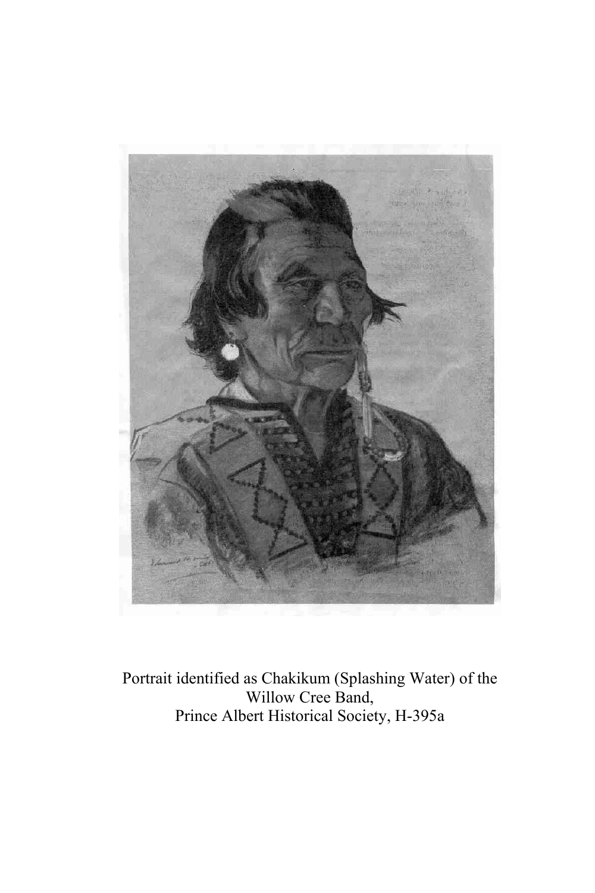Portrait identified as Chakikum (Splashing Water) of the Willow Cree Band,
Prince Albert Historical Society, H-395a